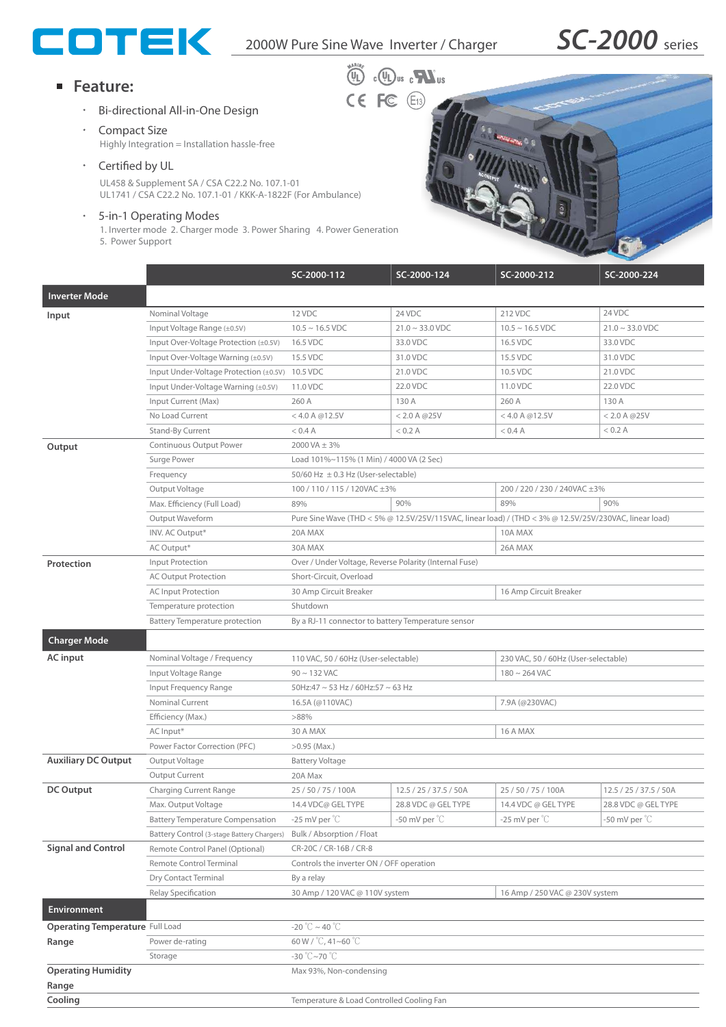# COTEK 2000W Pure Sine Wave Inverter / Charger SC-2000 series

## Feature:

- Bi-directional All-in-One Design
- Compact Size
  Highly Integration = Installation hassle-free
- Certified by UL
  UL458 & Supplement SA / CSA C22.2 No. 107.1-01
  UL1741 / CSA C22.2 No. 107.1-01 / KKK-A-1822F (For Ambulance)
- 5-in-1 Operating Modes
  1. Inverter mode 2. Charger mode 3. Power Sharing 4. Power Generation
  5. Power Support

| | | SC-2000-112 | SC-2000-124 | SC-2000-212 | SC-2000-224 |
|---|---|---|---|---|---|
| **Inverter Mode** | | | | | |
| **Input** | Nominal Voltage | 12 VDC | 24 VDC | 212 VDC | 24 VDC |
| | Input Voltage Range (±0.5V) | 10.5 ~ 16.5 VDC | 21.0 ~ 33.0 VDC | 10.5 ~ 16.5 VDC | 21.0 ~ 33.0 VDC |
| | Input Over-Voltage Protection (±0.5V) | 16.5 VDC | 33.0 VDC | 16.5 VDC | 33.0 VDC |
| | Input Over-Voltage Warning (±0.5V) | 15.5 VDC | 31.0 VDC | 15.5 VDC | 31.0 VDC |
| | Input Under-Voltage Protection (±0.5V) | 10.5 VDC | 21.0 VDC | 10.5 VDC | 21.0 VDC |
| | Input Under-Voltage Warning (±0.5V) | 11.0 VDC | 22.0 VDC | 11.0 VDC | 22.0 VDC |
| | Input Current (Max) | 260 A | 130 A | 260 A | 130 A |
| | No Load Current | < 4.0 A @12.5V | < 2.0 A @25V | < 4.0 A @12.5V | < 2.0 A @25V |
| | Stand-By Current | < 0.4 A | < 0.2 A | < 0.4 A | < 0.2 A |
| **Output** | Continuous Output Power | 2000 VA ± 3% | | | |
| | Surge Power | Load 101%~115% (1 Min) / 4000 VA (2 Sec) | | | |
| | Frequency | 50/60 Hz ± 0.3 Hz (User-selectable) | | | |
| | Output Voltage | 100 / 110 / 115 / 120VAC ±3% | | 200 / 220 / 230 / 240VAC ±3% | |
| | Max. Efficiency (Full Load) | 89% | 90% | 89% | 90% |
| | Output Waveform | Pure Sine Wave (THD < 5% @ 12.5V/25V/115VAC, linear load) / (THD < 3% @ 12.5V/25V/230VAC, linear load) | | | |
| | INV. AC Output* | 20A MAX | | 10A MAX | |
| | AC Output* | 30A MAX | | 26A MAX | |
| **Protection** | Input Protection | Over / Under Voltage, Reverse Polarity (Internal Fuse) | | | |
| | AC Output Protection | Short-Circuit, Overload | | | |
| | AC Input Protection | 30 Amp Circuit Breaker | | 16 Amp Circuit Breaker | |
| | Temperature protection | Shutdown | | | |
| | Battery Temperature protection | By a RJ-11 connector to battery Temperature sensor | | | |
| **Charger Mode** | | | | | |
| **AC input** | Nominal Voltage / Frequency | 110 VAC, 50 / 60Hz (User-selectable) | | 230 VAC, 50 / 60Hz (User-selectable) | |
| | Input Voltage Range | 90 ~ 132 VAC | | 180 ~ 264 VAC | |
| | Input Frequency Range | 50Hz:47 ~ 53 Hz / 60Hz:57 ~ 63 Hz | | | |
| | Nominal Current | 16.5A (@110VAC) | | 7.9A (@230VAC) | |
| | Efficiency (Max.) | >88% | | | |
| | AC Input* | 30 A MAX | | 16 A MAX | |
| | Power Factor Correction (PFC) | >0.95 (Max.) | | | |
| **Auxiliary DC Output** | Output Voltage | Battery Voltage | | | |
| | Output Current | 20A Max | | | |
| **DC Output** | Charging Current Range | 25 / 50 / 75 / 100A | 12.5 / 25 / 37.5 / 50A | 25 / 50 / 75 / 100A | 12.5 / 25 / 37.5 / 50A |
| | Max. Output Voltage | 14.4 VDC@ GEL TYPE | 28.8 VDC @ GEL TYPE | 14.4 VDC @ GEL TYPE | 28.8 VDC @ GEL TYPE |
| | Battery Temperature Compensation | -25 mV per ℃ | -50 mV per ℃ | -25 mV per ℃ | -50 mV per ℃ |
| | Battery Control (3-stage Battery Chargers) | Bulk / Absorption / Float | | | |
| **Signal and Control** | Remote Control Panel (Optional) | CR-20C / CR-16B / CR-8 | | | |
| | Remote Control Terminal | Controls the inverter ON / OFF operation | | | |
| | Dry Contact Terminal | By a relay | | | |
| | Relay Specification | 30 Amp / 120 VAC @ 110V system | | 16 Amp / 250 VAC @ 230V system | |
| **Environment** | | | | | |
| **Operating Temperature Range** | Full Load | -20 ℃ ~ 40 ℃ | | | |
| | Power de-rating | 60 W / ℃, 41~60 ℃ | | | |
| | Storage | -30 ℃~70 ℃ | | | |
| **Operating Humidity Range** | | Max 93%, Non-condensing | | | |
| **Cooling** | | Temperature & Load Controlled Cooling Fan | | | |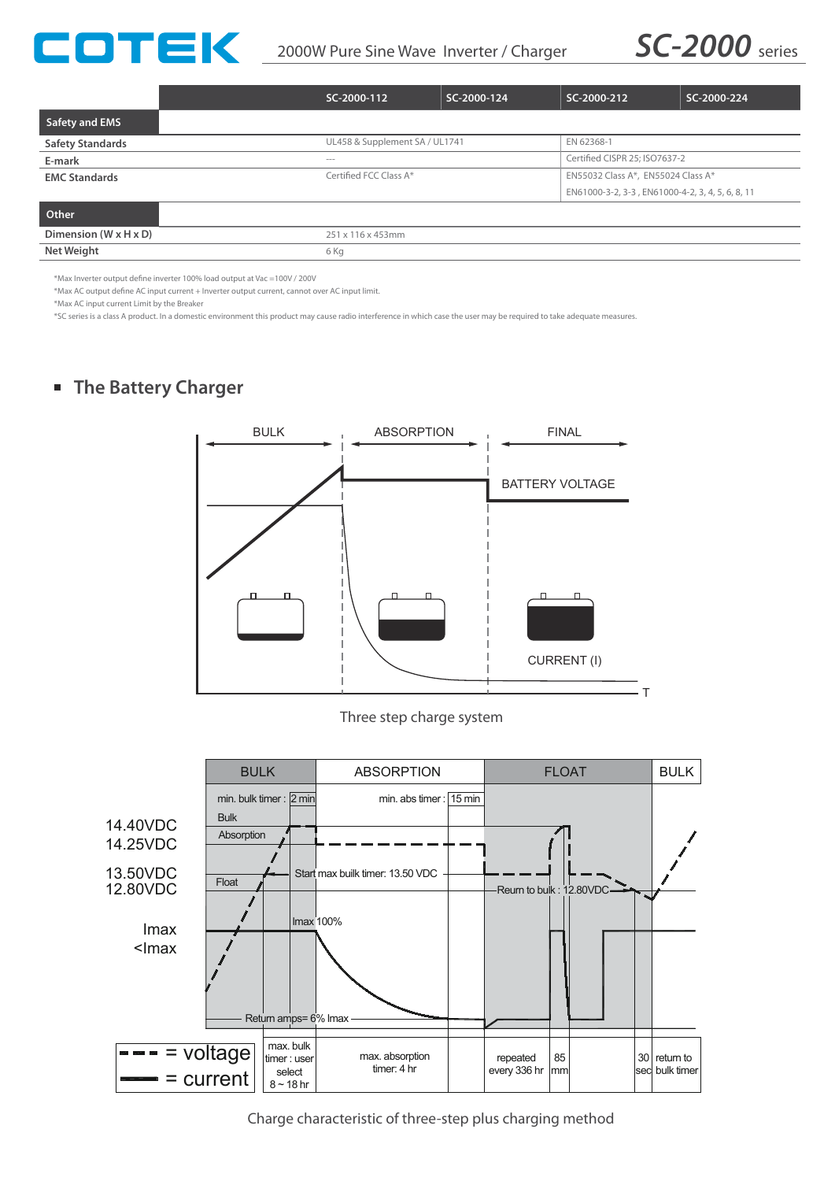COTEK 2000W Pure Sine Wave Inverter / Charger **SC-2000 series**

| | SC-2000-112 | SC-2000-124 | SC-2000-212 | SC-2000-224 |
|---|---|---|---|---|
| **Safety and EMS** | | | | |
| Safety Standards | UL458 & Supplement SA / UL1741 | | EN 62368-1 | |
| E-mark | --- | | Certified CISPR 25; ISO7637-2 | |
| EMC Standards | Certified FCC Class A* | | EN55032 Class A*, EN55024 Class A* EN61000-3-2, 3-3 , EN61000-4-2, 3, 4, 5, 6, 8, 11 | |
| **Other** | | | | |
| Dimension (W x H x D) | 251 x 116 x 453mm | | | |
| Net Weight | 6 Kg | | | |

*Max Inverter output define inverter 100% load output at Vac =100V / 200V

*Max AC output define AC input current + Inverter output current, cannot over AC input limit.

*Max AC input current Limit by the Breaker

*SC series is a class A product. In a domestic environment this product may cause radio interference in which case the user may be required to take adequate measures.

## The Battery Charger

BULK — ABSORPTION — FINAL

BATTERY VOLTAGE

CURRENT (I)

T

Three step charge system

| BULK | ABSORPTION | FLOAT | BULK |
|---|---|---|---|

min. bulk timer : 2 min; min. abs timer : 15 min

Bulk; Absorption; Float

14.40VDC; 14.25VDC; 13.50VDC; 12.80VDC; Imax; <Imax

Start max builk timer: 13.50 VDC

Reurn to bulk : 12.80VDC

Imax 100%

Return amps= 6% Imax

- - - = voltage
— = current

max. bulk timer : user select 8 ~ 18 hr; max. absorption timer: 4 hr; repeated every 336 hr; 85 mm; 30 sec; return to bulk timer

Charge characteristic of three-step plus charging method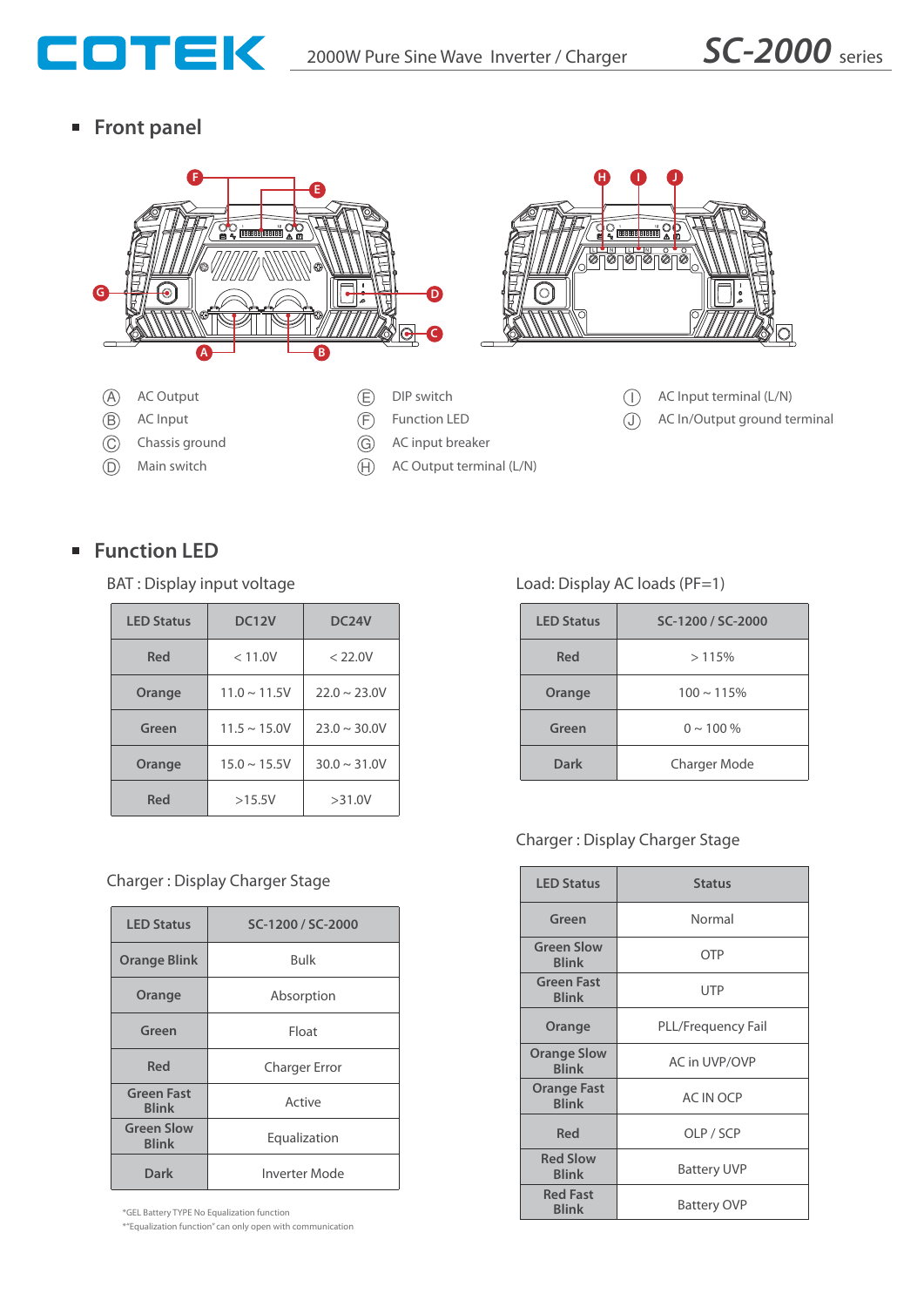## Front panel

Ⓐ AC Output
Ⓑ AC Input
Ⓒ Chassis ground
Ⓓ Main switch
Ⓔ DIP switch
Ⓕ Function LED
Ⓖ AC input breaker
Ⓗ AC Output terminal (L/N)
Ⓘ AC Input terminal (L/N)
Ⓙ AC In/Output ground terminal

## Function LED

BAT : Display input voltage

| LED Status | DC12V | DC24V |
|---|---|---|
| Red | < 11.0V | < 22.0V |
| Orange | 11.0 ~ 11.5V | 22.0 ~ 23.0V |
| Green | 11.5 ~ 15.0V | 23.0 ~ 30.0V |
| Orange | 15.0 ~ 15.5V | 30.0 ~ 31.0V |
| Red | >15.5V | >31.0V |

Load: Display AC loads (PF=1)

| LED Status | SC-1200 / SC-2000 |
|---|---|
| Red | > 115% |
| Orange | 100 ~ 115% |
| Green | 0 ~ 100 % |
| Dark | Charger Mode |

Charger : Display Charger Stage

| LED Status | SC-1200 / SC-2000 |
|---|---|
| Orange Blink | Bulk |
| Orange | Absorption |
| Green | Float |
| Red | Charger Error |
| Green Fast Blink | Active |
| Green Slow Blink | Equalization |
| Dark | Inverter Mode |

*GEL Battery TYPE No Equalization function
*"Equalization function" can only open with communication

Charger : Display Charger Stage

| LED Status | Status |
|---|---|
| Green | Normal |
| Green Slow Blink | OTP |
| Green Fast Blink | UTP |
| Orange | PLL/Frequency Fail |
| Orange Slow Blink | AC in UVP/OVP |
| Orange Fast Blink | AC IN OCP |
| Red | OLP / SCP |
| Red Slow Blink | Battery UVP |
| Red Fast Blink | Battery OVP |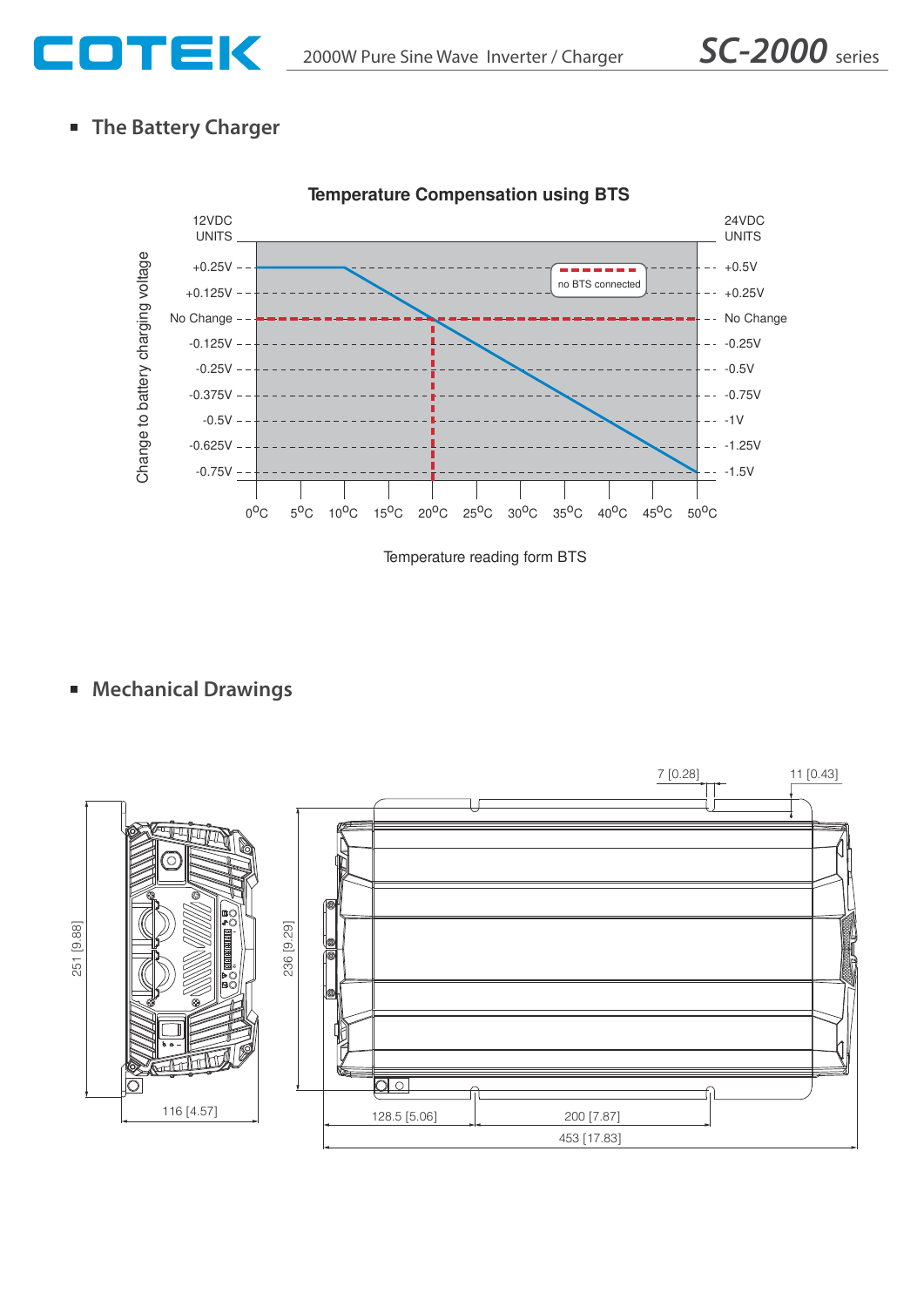## The Battery Charger

**Temperature Compensation using BTS**

12VDC UNITS | 24VDC UNITS

+0.25V | +0.5V
+0.125V | +0.25V
No Change | No Change
-0.125V | -0.25V
-0.25V | -0.5V
-0.375V | -0.75V
-0.5V | -1V
-0.625V | -1.25V
-0.75V | -1.5V

no BTS connected

Change to battery charging voltage

0°C 5°C 10°C 15°C 20°C 25°C 30°C 35°C 40°C 45°C 50°C

Temperature reading form BTS

## Mechanical Drawings

7 [0.28]
11 [0.43]
251 [9.88]
236 [9.29]
116 [4.57]
128.5 [5.06]
200 [7.87]
453 [17.83]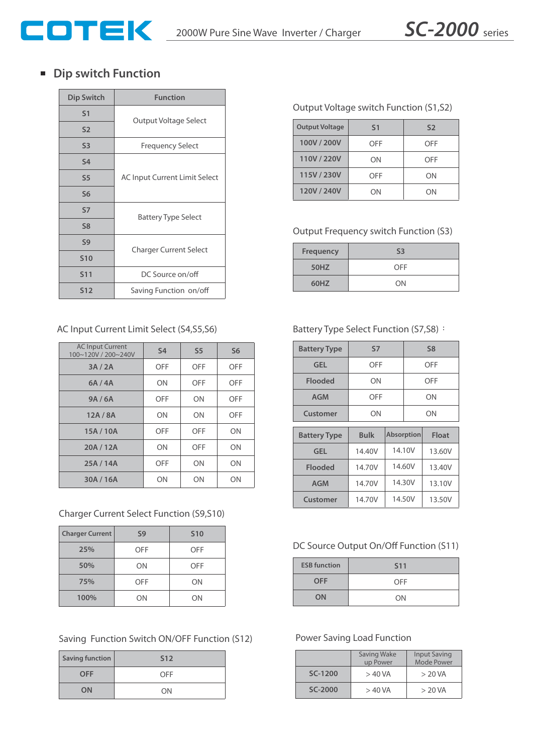## Dip switch Function

| Dip Switch | Function |
|---|---|
| S1 | Output Voltage Select |
| S2 | |
| S3 | Frequency Select |
| S4 | AC Input Current Limit Select |
| S5 | |
| S6 | |
| S7 | Battery Type Select |
| S8 | |
| S9 | Charger Current Select |
| S10 | |
| S11 | DC Source on/off |
| S12 | Saving Function on/off |

Output Voltage switch Function (S1,S2)

| Output Voltage | S1 | S2 |
|---|---|---|
| 100V / 200V | OFF | OFF |
| 110V / 220V | ON | OFF |
| 115V / 230V | OFF | ON |
| 120V / 240V | ON | ON |

Output Frequency switch Function (S3)

| Frequency | S3 |
|---|---|
| 50HZ | OFF |
| 60HZ | ON |

AC Input Current Limit Select (S4,S5,S6)

| AC Input Current 100~120V / 200~240V | S4 | S5 | S6 |
|---|---|---|---|
| 3A / 2A | OFF | OFF | OFF |
| 6A / 4A | ON | OFF | OFF |
| 9A / 6A | OFF | ON | OFF |
| 12A / 8A | ON | ON | OFF |
| 15A / 10A | OFF | OFF | ON |
| 20A / 12A | ON | OFF | ON |
| 25A / 14A | OFF | ON | ON |
| 30A / 16A | ON | ON | ON |

Battery Type Select Function (S7,S8) :

| Battery Type | S7 | S8 |
|---|---|---|
| GEL | OFF | OFF |
| Flooded | ON | OFF |
| AGM | OFF | ON |
| Customer | ON | ON |

| Battery Type | Bulk | Absorption | Float |
|---|---|---|---|
| GEL | 14.40V | 14.10V | 13.60V |
| Flooded | 14.70V | 14.60V | 13.40V |
| AGM | 14.70V | 14.30V | 13.10V |
| Customer | 14.70V | 14.50V | 13.50V |

Charger Current Select Function (S9,S10)

| Charger Current | S9 | S10 |
|---|---|---|
| 25% | OFF | OFF |
| 50% | ON | OFF |
| 75% | OFF | ON |
| 100% | ON | ON |

DC Source Output On/Off Function (S11)

| ESB function | S11 |
|---|---|
| OFF | OFF |
| ON | ON |

Saving Function Switch ON/OFF Function (S12)

| Saving function | S12 |
|---|---|
| OFF | OFF |
| ON | ON |

Power Saving Load Function

| | Saving Wake up Power | Input Saving Mode Power |
|---|---|---|
| SC-1200 | > 40 VA | > 20 VA |
| SC-2000 | > 40 VA | > 20 VA |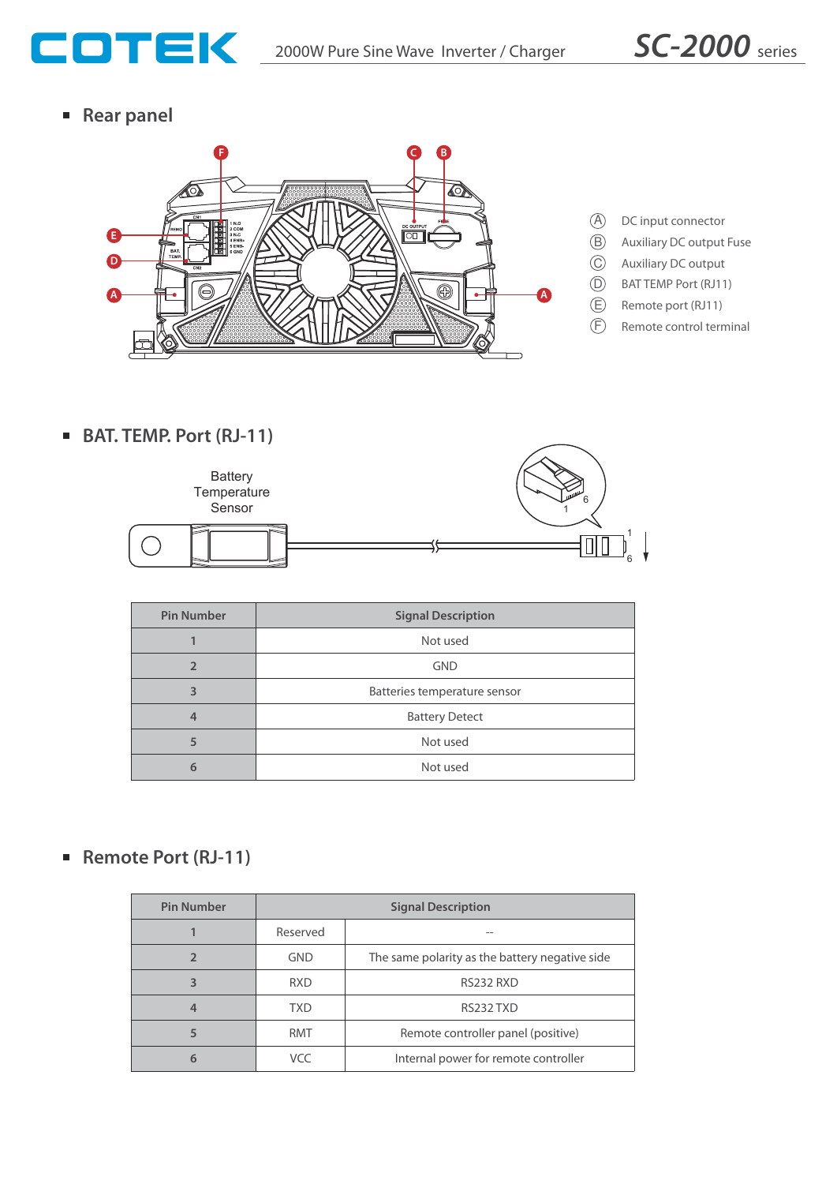## Rear panel

Ⓐ DC input connector
Ⓑ Auxiliary DC output Fuse
Ⓒ Auxiliary DC output
Ⓓ BAT TEMP Port (RJ11)
Ⓔ Remote port (RJ11)
Ⓕ Remote control terminal

## BAT. TEMP. Port (RJ-11)

Battery Temperature Sensor

| Pin Number | Signal Description |
|---|---|
| 1 | Not used |
| 2 | GND |
| 3 | Batteries temperature sensor |
| 4 | Battery Detect |
| 5 | Not used |
| 6 | Not used |

## Remote Port (RJ-11)

| Pin Number | Signal Description | |
|---|---|---|
| 1 | Reserved | -- |
| 2 | GND | The same polarity as the battery negative side |
| 3 | RXD | RS232 RXD |
| 4 | TXD | RS232 TXD |
| 5 | RMT | Remote controller panel (positive) |
| 6 | VCC | Internal power for remote controller |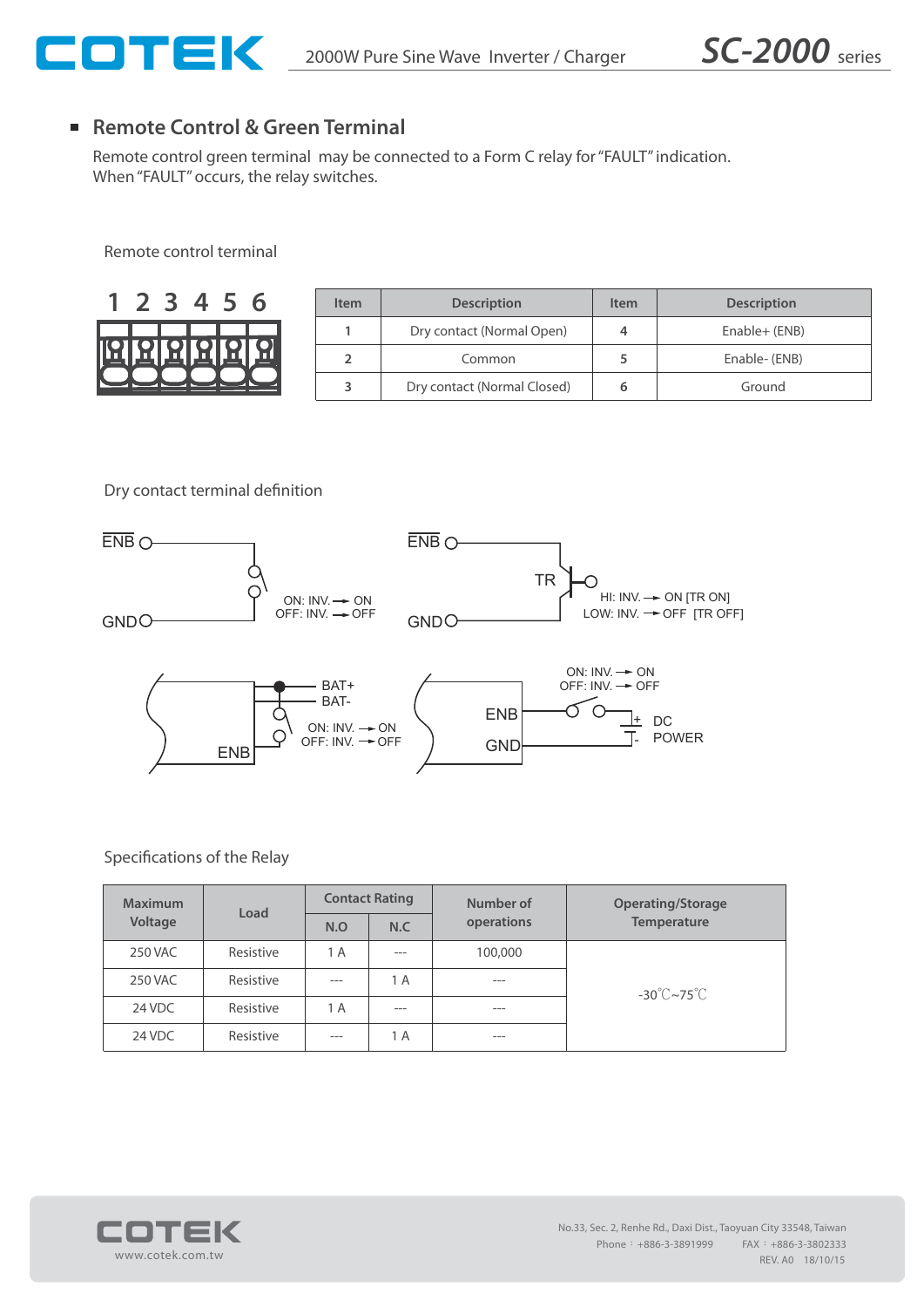## Remote Control & Green Terminal

Remote control green terminal may be connected to a Form C relay for "FAULT" indication.
When "FAULT" occurs, the relay switches.

Remote control terminal

1 2 3 4 5 6

| Item | Description | Item | Description |
|---|---|---|---|
| 1 | Dry contact (Normal Open) | 4 | Enable+ (ENB) |
| 2 | Common | 5 | Enable- (ENB) |
| 3 | Dry contact (Normal Closed) | 6 | Ground |

Dry contact terminal definition

ENB
GND
ON: INV. → ON
OFF: INV. → OFF

ENB
TR
GND
HI: INV. → ON [TR ON]
LOW: INV. → OFF [TR OFF]

BAT+
BAT-
ENB
ON: INV. → ON
OFF: INV. → OFF

ON: INV. → ON
OFF: INV. → OFF
ENB
GND
+
-
DC
POWER

Specifications of the Relay

| Maximum Voltage | Load | Contact Rating | | Number of operations | Operating/Storage Temperature |
|---|---|---|---|---|---|
| | | N.O | N.C | | |
| 250 VAC | Resistive | 1 A | --- | 100,000 | -30℃~75℃ |
| 250 VAC | Resistive | --- | 1 A | --- | |
| 24 VDC | Resistive | 1 A | --- | --- | |
| 24 VDC | Resistive | --- | 1 A | --- | |